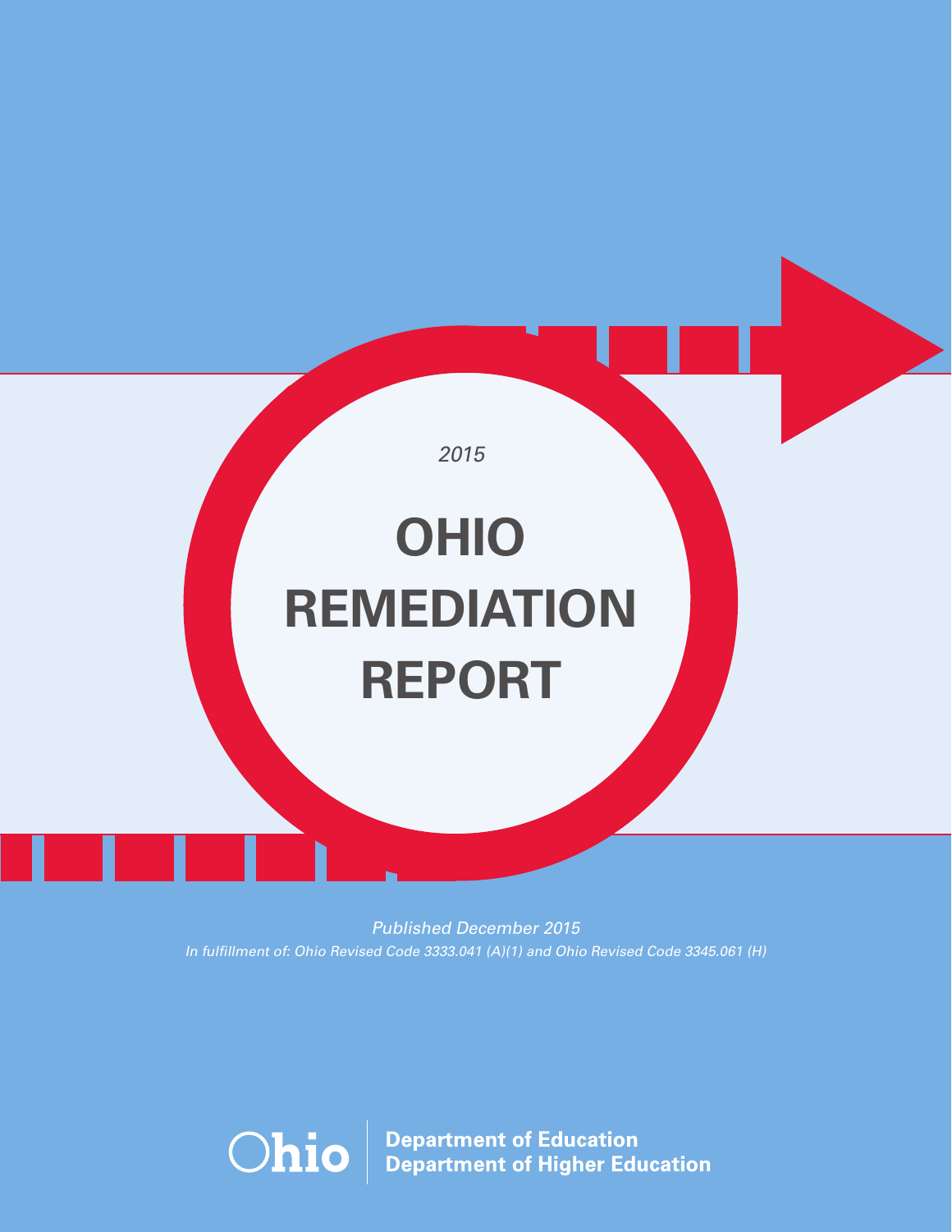*2015*

# OHIO REMEDIATION REPORT

*Published December 2015*

*In fulfillment of: Ohio Revised Code 3333.041 (A)(1) and Ohio Revised Code 3345.061 (H)*

Ohio | **Department of Education**
**Department of Higher Education**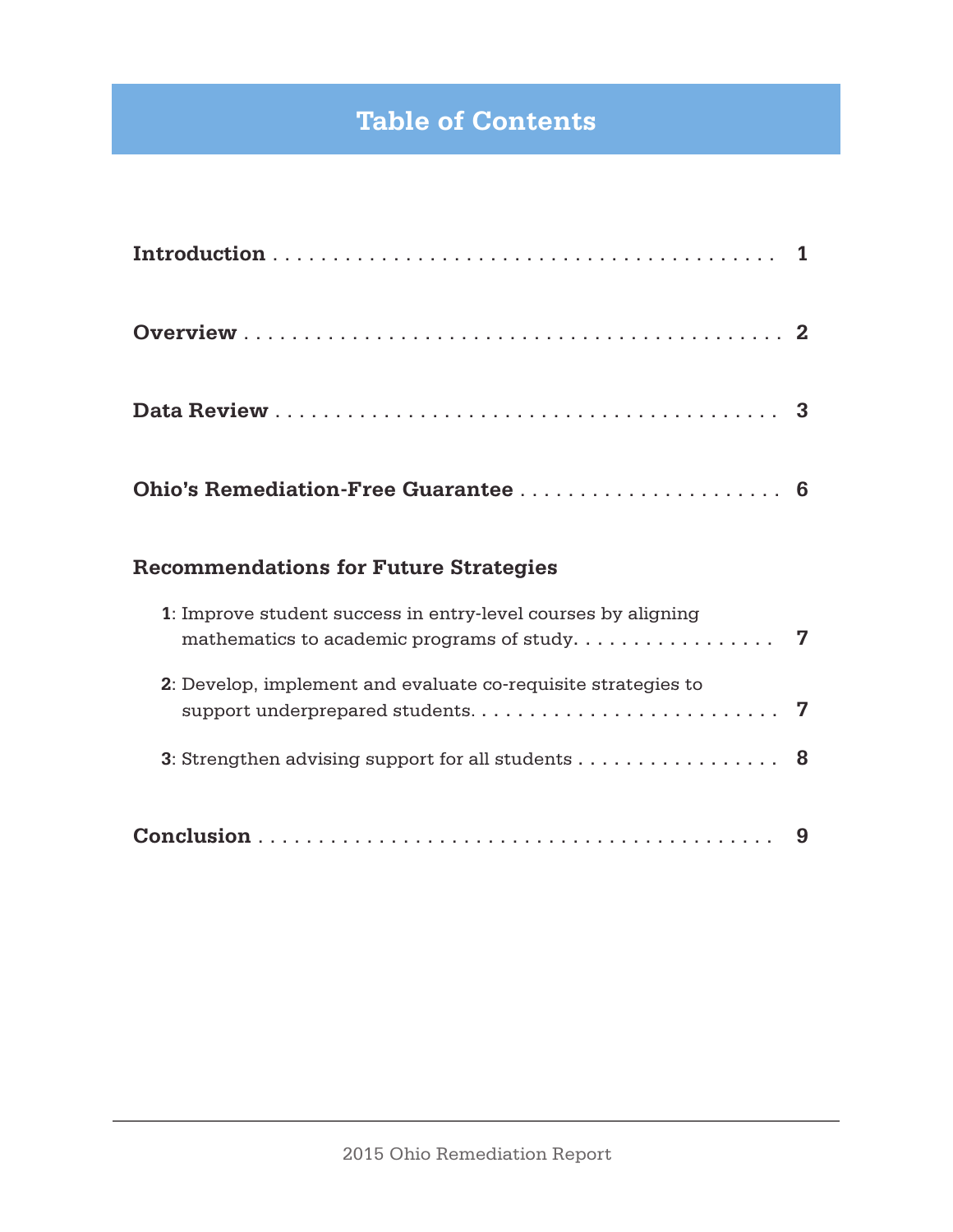# Table of Contents

**Introduction** . . . . . . . . . . . . . . . . . . . . . . . . . . . . . . . . . . . . . . . . . . . **1**

**Overview** . . . . . . . . . . . . . . . . . . . . . . . . . . . . . . . . . . . . . . . . . . . . . . **2**

**Data Review** . . . . . . . . . . . . . . . . . . . . . . . . . . . . . . . . . . . . . . . . . . . **3**

**Ohio's Remediation-Free Guarantee** . . . . . . . . . . . . . . . . . . . . . . . **6**

**Recommendations for Future Strategies**

- **1**: Improve student success in entry-level courses by aligning mathematics to academic programs of study. . . . . . . . . . . . . . . . . . **7**
- **2**: Develop, implement and evaluate co-requisite strategies to support underprepared students. . . . . . . . . . . . . . . . . . . . . . . . . . . **7**
- **3**: Strengthen advising support for all students . . . . . . . . . . . . . . . . . . **8**

**Conclusion** . . . . . . . . . . . . . . . . . . . . . . . . . . . . . . . . . . . . . . . . . . . . **9**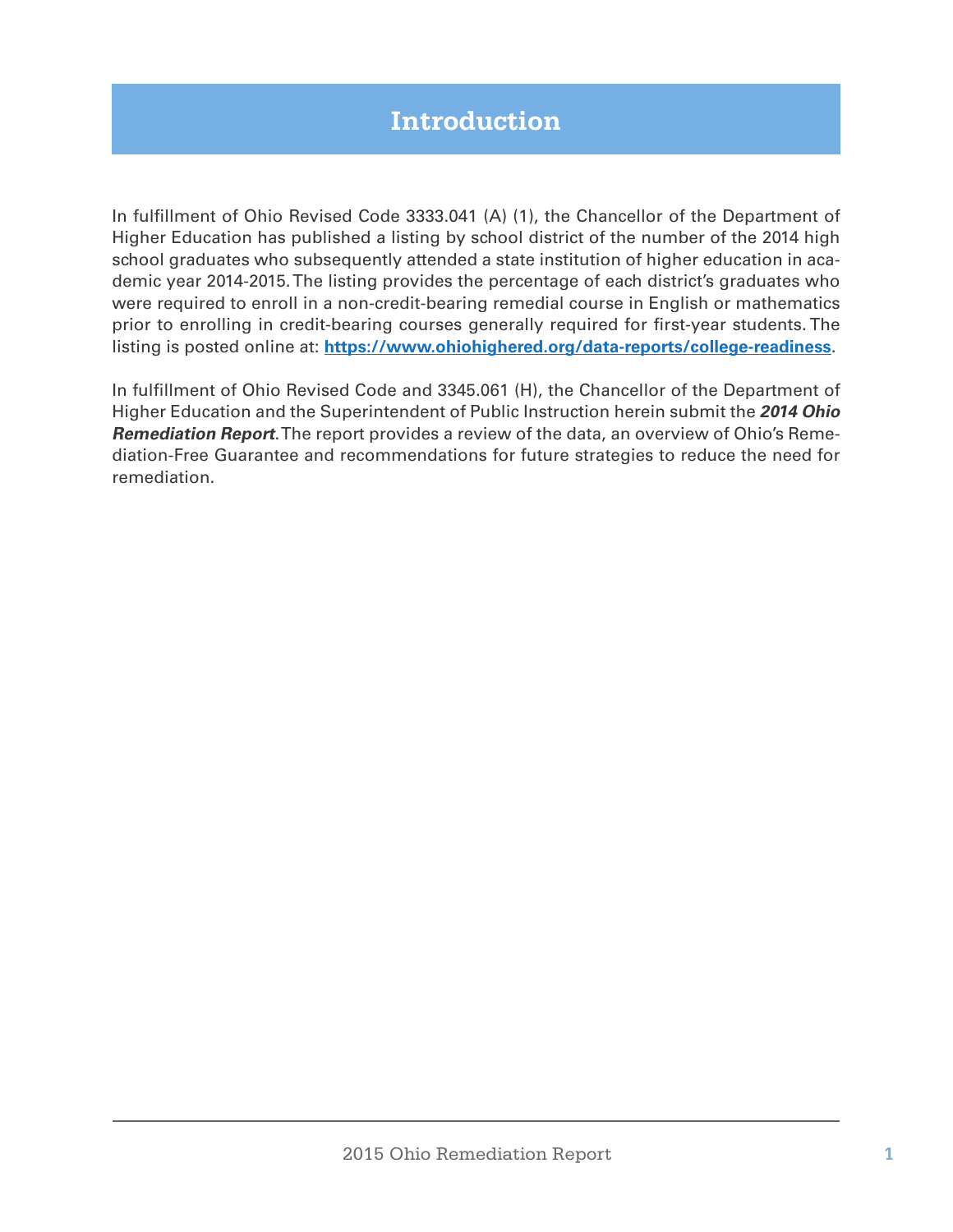# Introduction

In fulfillment of Ohio Revised Code 3333.041 (A) (1), the Chancellor of the Department of Higher Education has published a listing by school district of the number of the 2014 high school graduates who subsequently attended a state institution of higher education in academic year 2014-2015. The listing provides the percentage of each district's graduates who were required to enroll in a non-credit-bearing remedial course in English or mathematics prior to enrolling in credit-bearing courses generally required for first-year students. The listing is posted online at: **[https://www.ohiohighered.org/data-reports/college-readiness](https://www.ohiohighered.org/data-reports/college-readiness)**.

In fulfillment of Ohio Revised Code and 3345.061 (H), the Chancellor of the Department of Higher Education and the Superintendent of Public Instruction herein submit the ***2014 Ohio Remediation Report***. The report provides a review of the data, an overview of Ohio's Remediation-Free Guarantee and recommendations for future strategies to reduce the need for remediation.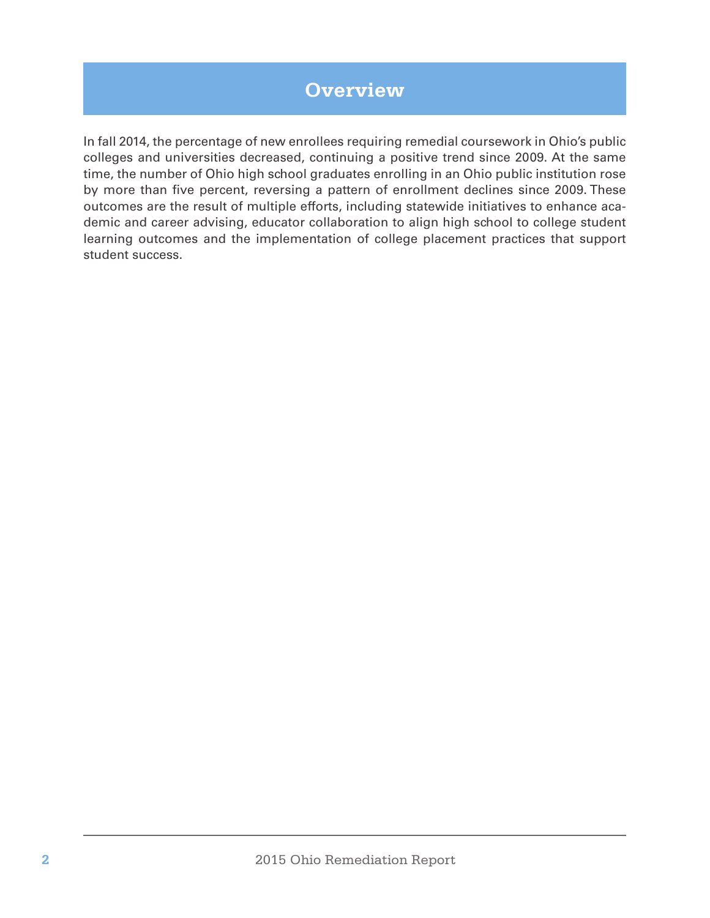# Overview

In fall 2014, the percentage of new enrollees requiring remedial coursework in Ohio's public colleges and universities decreased, continuing a positive trend since 2009. At the same time, the number of Ohio high school graduates enrolling in an Ohio public institution rose by more than five percent, reversing a pattern of enrollment declines since 2009. These outcomes are the result of multiple efforts, including statewide initiatives to enhance academic and career advising, educator collaboration to align high school to college student learning outcomes and the implementation of college placement practices that support student success.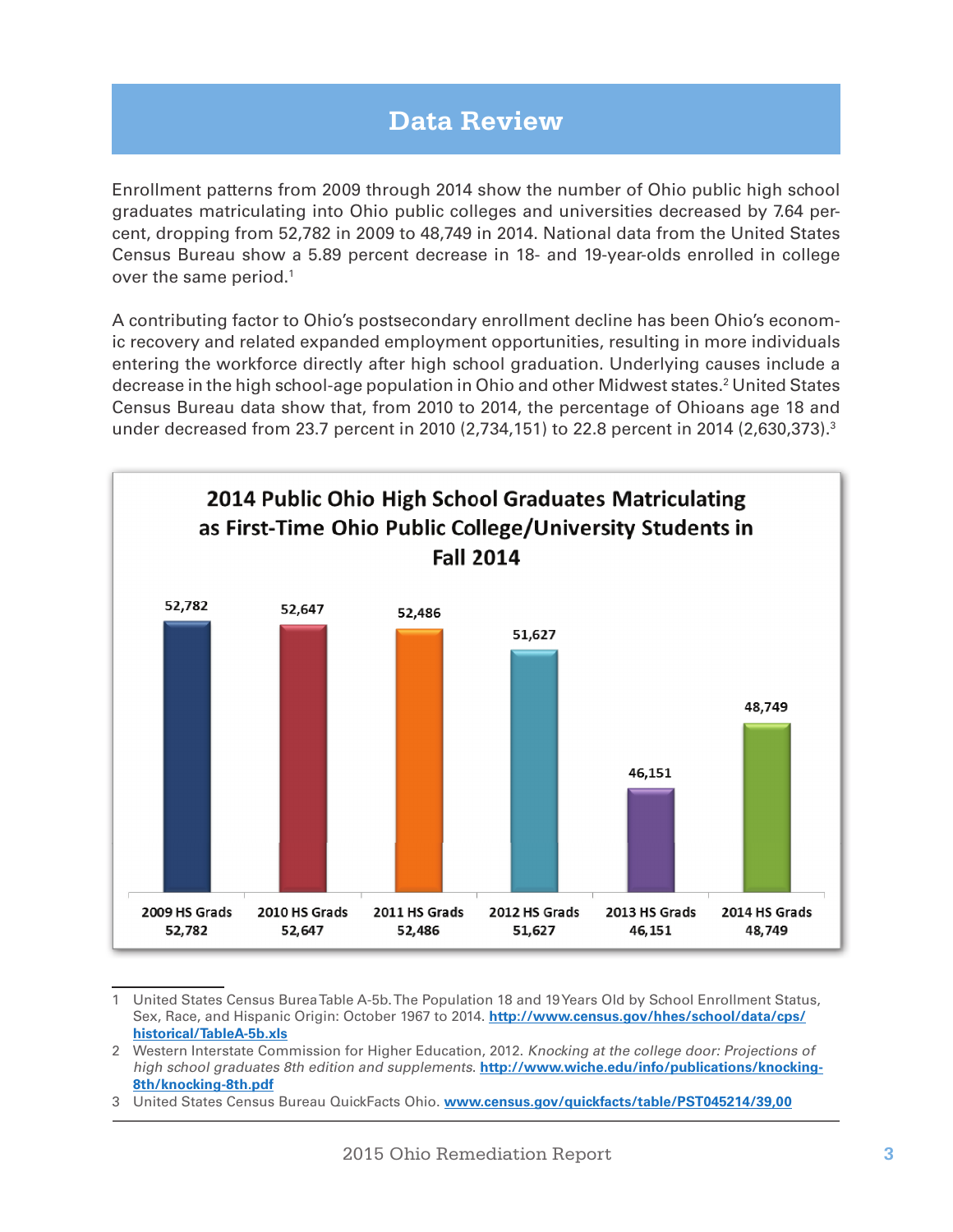# Data Review

Enrollment patterns from 2009 through 2014 show the number of Ohio public high school graduates matriculating into Ohio public colleges and universities decreased by 7.64 percent, dropping from 52,782 in 2009 to 48,749 in 2014. National data from the United States Census Bureau show a 5.89 percent decrease in 18- and 19-year-olds enrolled in college over the same period.[1]

A contributing factor to Ohio's postsecondary enrollment decline has been Ohio's economic recovery and related expanded employment opportunities, resulting in more individuals entering the workforce directly after high school graduation. Underlying causes include a decrease in the high school-age population in Ohio and other Midwest states.[2] United States Census Bureau data show that, from 2010 to 2014, the percentage of Ohioans age 18 and under decreased from 23.7 percent in 2010 (2,734,151) to 22.8 percent in 2014 (2,630,373).[3]

**2014 Public Ohio High School Graduates Matriculating as First-Time Ohio Public College/University Students in Fall 2014**

| 2009 HS Grads | 2010 HS Grads | 2011 HS Grads | 2012 HS Grads | 2013 HS Grads | 2014 HS Grads |
|---|---|---|---|---|---|
| 52,782 | 52,647 | 52,486 | 51,627 | 46,151 | 48,749 |

---

1 United States Census Burea Table A-5b. The Population 18 and 19 Years Old by School Enrollment Status, Sex, Race, and Hispanic Origin: October 1967 to 2014. http://www.census.gov/hhes/school/data/cps/historical/TableA-5b.xls

2 Western Interstate Commission for Higher Education, 2012. *Knocking at the college door: Projections of high school graduates 8th edition and supplements.* http://www.wiche.edu/info/publications/knocking-8th/knocking-8th.pdf

3 United States Census Bureau QuickFacts Ohio. www.census.gov/quickfacts/table/PST045214/39,00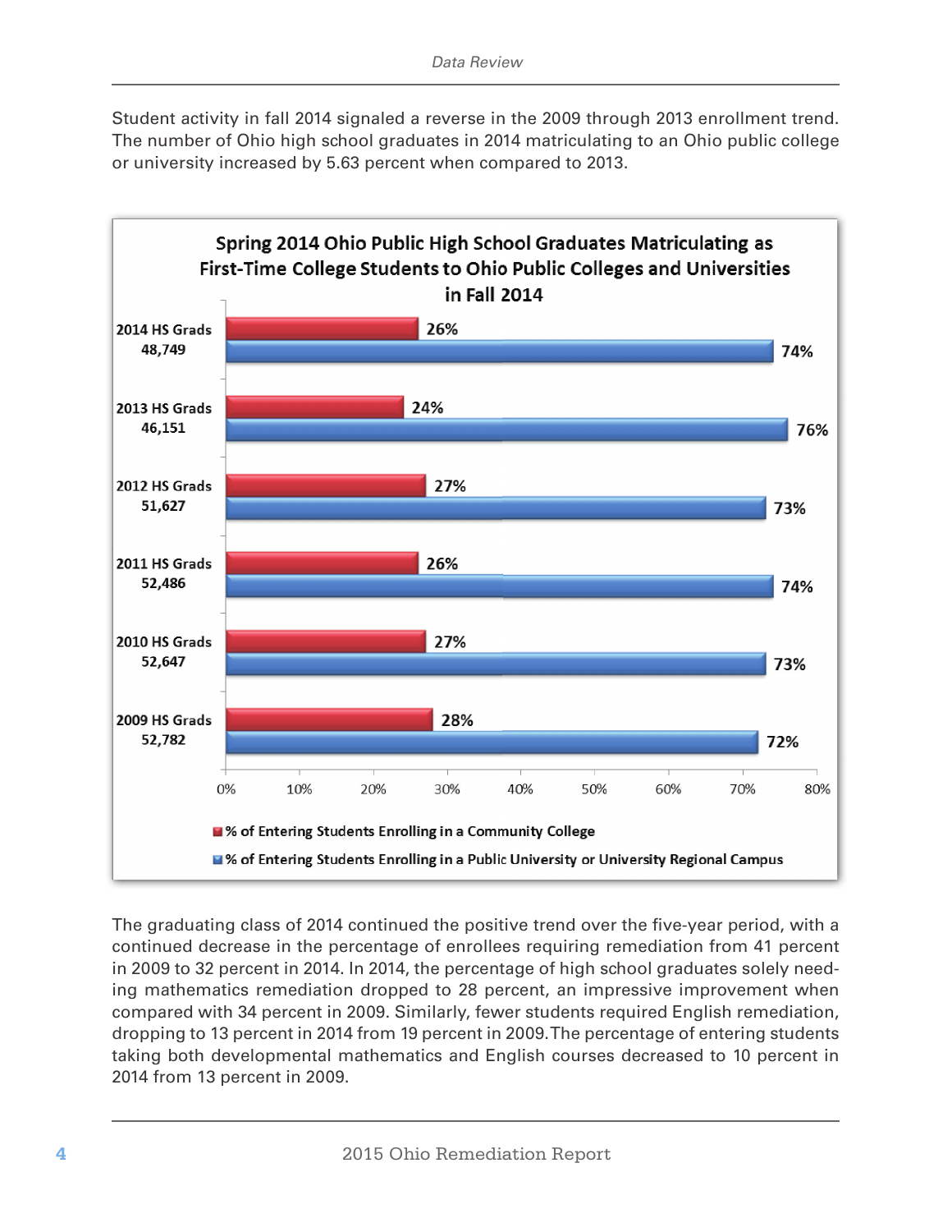Student activity in fall 2014 signaled a reverse in the 2009 through 2013 enrollment trend. The number of Ohio high school graduates in 2014 matriculating to an Ohio public college or university increased by 5.63 percent when compared to 2013.

**Spring 2014 Ohio Public High School Graduates Matriculating as First-Time College Students to Ohio Public Colleges and Universities in Fall 2014**

| HS Grads | % of Entering Students Enrolling in a Community College | % of Entering Students Enrolling in a Public University or University Regional Campus |
|---|---|---|
| 2014 HS Grads 48,749 | 26% | 74% |
| 2013 HS Grads 46,151 | 24% | 76% |
| 2012 HS Grads 51,627 | 27% | 73% |
| 2011 HS Grads 52,486 | 26% | 74% |
| 2010 HS Grads 52,647 | 27% | 73% |
| 2009 HS Grads 52,782 | 28% | 72% |

The graduating class of 2014 continued the positive trend over the five-year period, with a continued decrease in the percentage of enrollees requiring remediation from 41 percent in 2009 to 32 percent in 2014. In 2014, the percentage of high school graduates solely needing mathematics remediation dropped to 28 percent, an impressive improvement when compared with 34 percent in 2009. Similarly, fewer students required English remediation, dropping to 13 percent in 2014 from 19 percent in 2009. The percentage of entering students taking both developmental mathematics and English courses decreased to 10 percent in 2014 from 13 percent in 2009.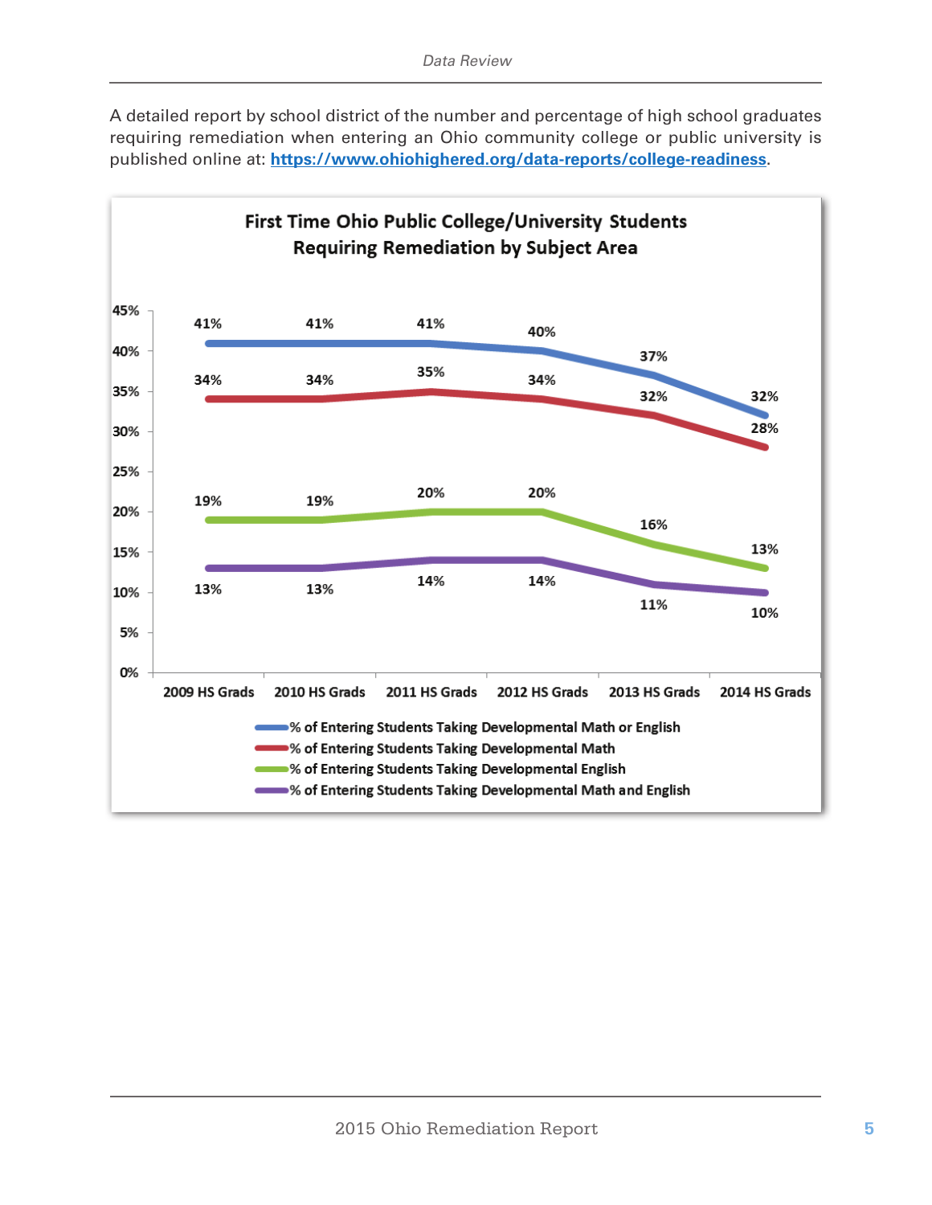A detailed report by school district of the number and percentage of high school graduates requiring remediation when entering an Ohio community college or public university is published online at: **https://www.ohiohighered.org/data-reports/college-readiness**.

**First Time Ohio Public College/University Students Requiring Remediation by Subject Area**

| | 2009 HS Grads | 2010 HS Grads | 2011 HS Grads | 2012 HS Grads | 2013 HS Grads | 2014 HS Grads |
|---|---|---|---|---|---|---|
| % of Entering Students Taking Developmental Math or English | 41% | 41% | 41% | 40% | 37% | 32% |
| % of Entering Students Taking Developmental Math | 34% | 34% | 35% | 34% | 32% | 28% |
| % of Entering Students Taking Developmental English | 19% | 19% | 20% | 20% | 16% | 13% |
| % of Entering Students Taking Developmental Math and English | 13% | 13% | 14% | 14% | 11% | 10% |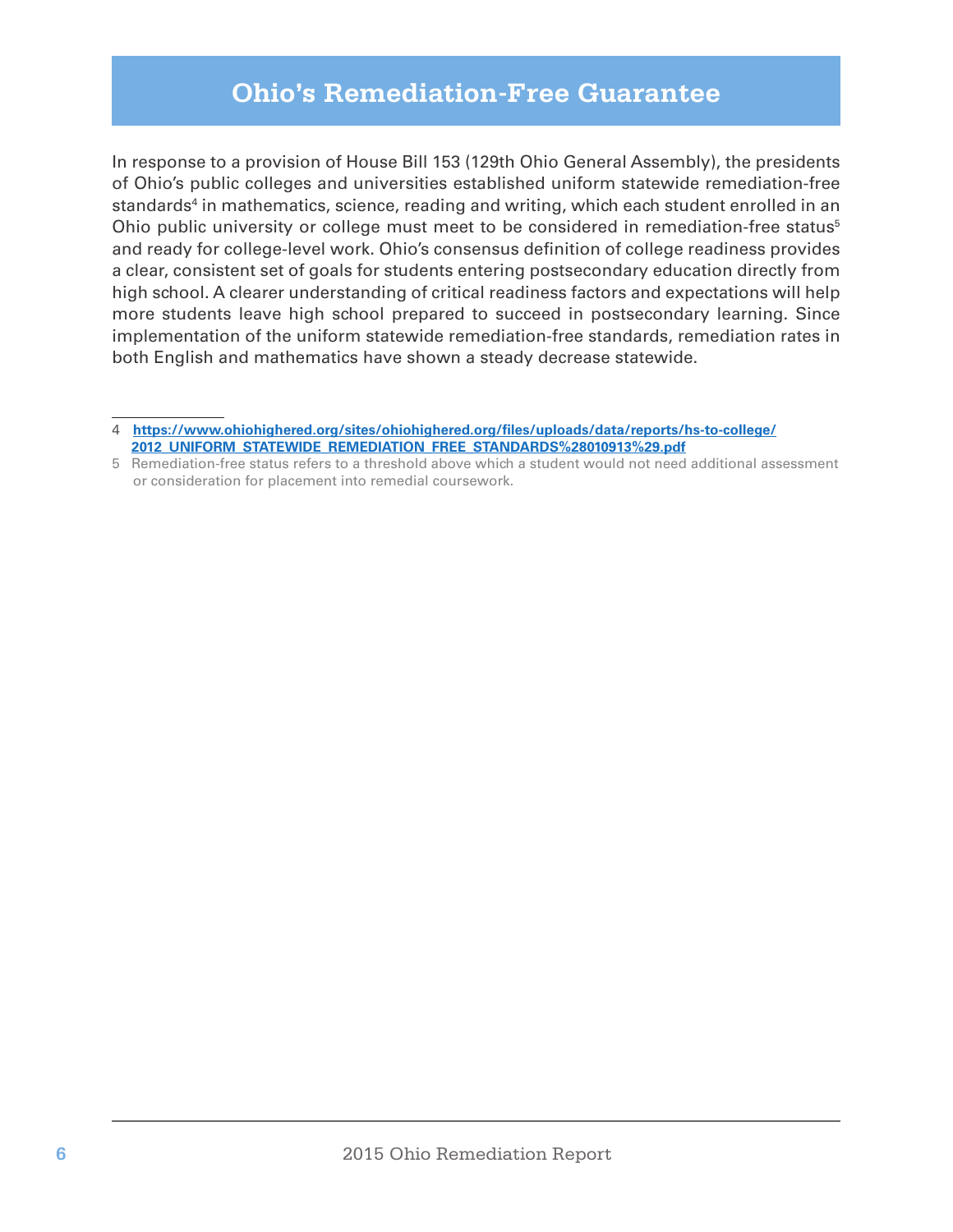# Ohio's Remediation-Free Guarantee

In response to a provision of House Bill 153 (129th Ohio General Assembly), the presidents of Ohio's public colleges and universities established uniform statewide remediation-free standards[4] in mathematics, science, reading and writing, which each student enrolled in an Ohio public university or college must meet to be considered in remediation-free status[5] and ready for college-level work. Ohio's consensus definition of college readiness provides a clear, consistent set of goals for students entering postsecondary education directly from high school. A clearer understanding of critical readiness factors and expectations will help more students leave high school prepared to succeed in postsecondary learning. Since implementation of the uniform statewide remediation-free standards, remediation rates in both English and mathematics have shown a steady decrease statewide.

---

4 **https://www.ohiohighered.org/sites/ohiohighered.org/files/uploads/data/reports/hs-to-college/2012_UNIFORM_STATEWIDE_REMEDIATION_FREE_STANDARDS%28010913%29.pdf**

5 Remediation-free status refers to a threshold above which a student would not need additional assessment or consideration for placement into remedial coursework.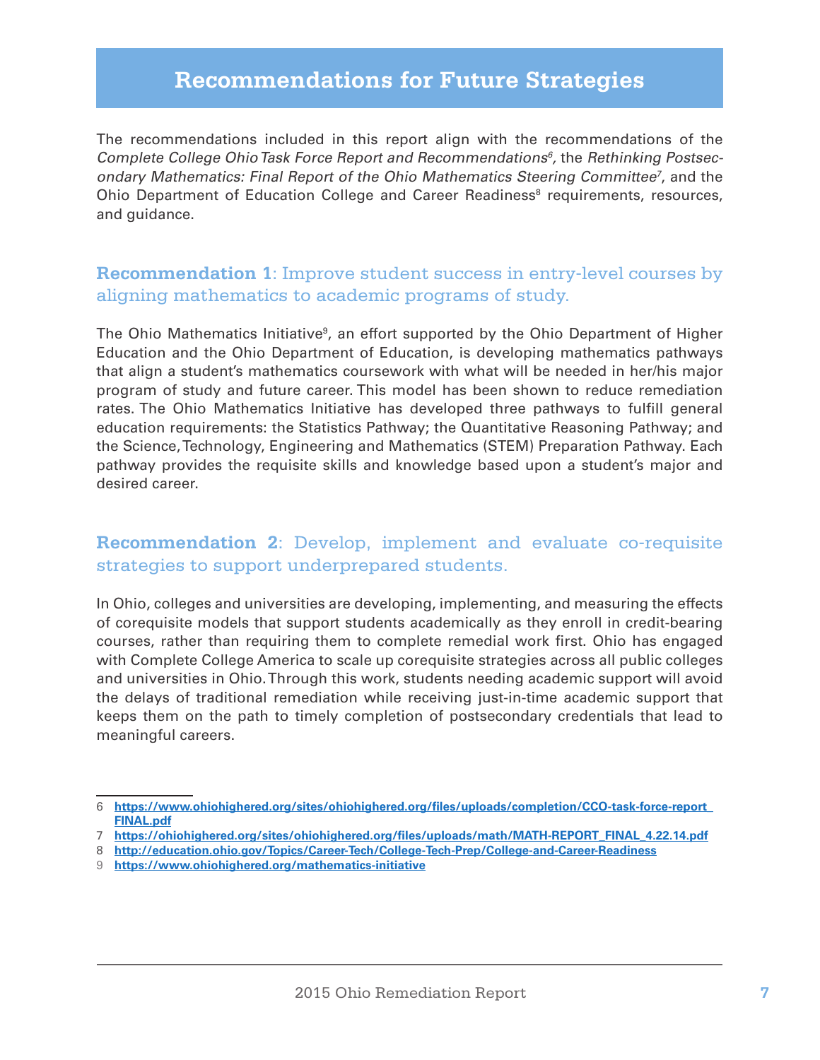# Recommendations for Future Strategies

The recommendations included in this report align with the recommendations of the *Complete College Ohio Task Force Report and Recommendations*[6], the *Rethinking Postsecondary Mathematics: Final Report of the Ohio Mathematics Steering Committee*[7], and the Ohio Department of Education College and Career Readiness[8] requirements, resources, and guidance.

## **Recommendation 1**: Improve student success in entry-level courses by aligning mathematics to academic programs of study.

The Ohio Mathematics Initiative[9], an effort supported by the Ohio Department of Higher Education and the Ohio Department of Education, is developing mathematics pathways that align a student's mathematics coursework with what will be needed in her/his major program of study and future career. This model has been shown to reduce remediation rates. The Ohio Mathematics Initiative has developed three pathways to fulfill general education requirements: the Statistics Pathway; the Quantitative Reasoning Pathway; and the Science, Technology, Engineering and Mathematics (STEM) Preparation Pathway. Each pathway provides the requisite skills and knowledge based upon a student's major and desired career.

## **Recommendation 2**: Develop, implement and evaluate co-requisite strategies to support underprepared students.

In Ohio, colleges and universities are developing, implementing, and measuring the effects of corequisite models that support students academically as they enroll in credit-bearing courses, rather than requiring them to complete remedial work first. Ohio has engaged with Complete College America to scale up corequisite strategies across all public colleges and universities in Ohio. Through this work, students needing academic support will avoid the delays of traditional remediation while receiving just-in-time academic support that keeps them on the path to timely completion of postsecondary credentials that lead to meaningful careers.

---

6 https://www.ohiohighered.org/sites/ohiohighered.org/files/uploads/completion/CCO-task-force-report_FINAL.pdf

7 https://ohiohighered.org/sites/ohiohighered.org/files/uploads/math/MATH-REPORT_FINAL_4.22.14.pdf

8 http://education.ohio.gov/Topics/Career-Tech/College-Tech-Prep/College-and-Career-Readiness

9 https://www.ohiohighered.org/mathematics-initiative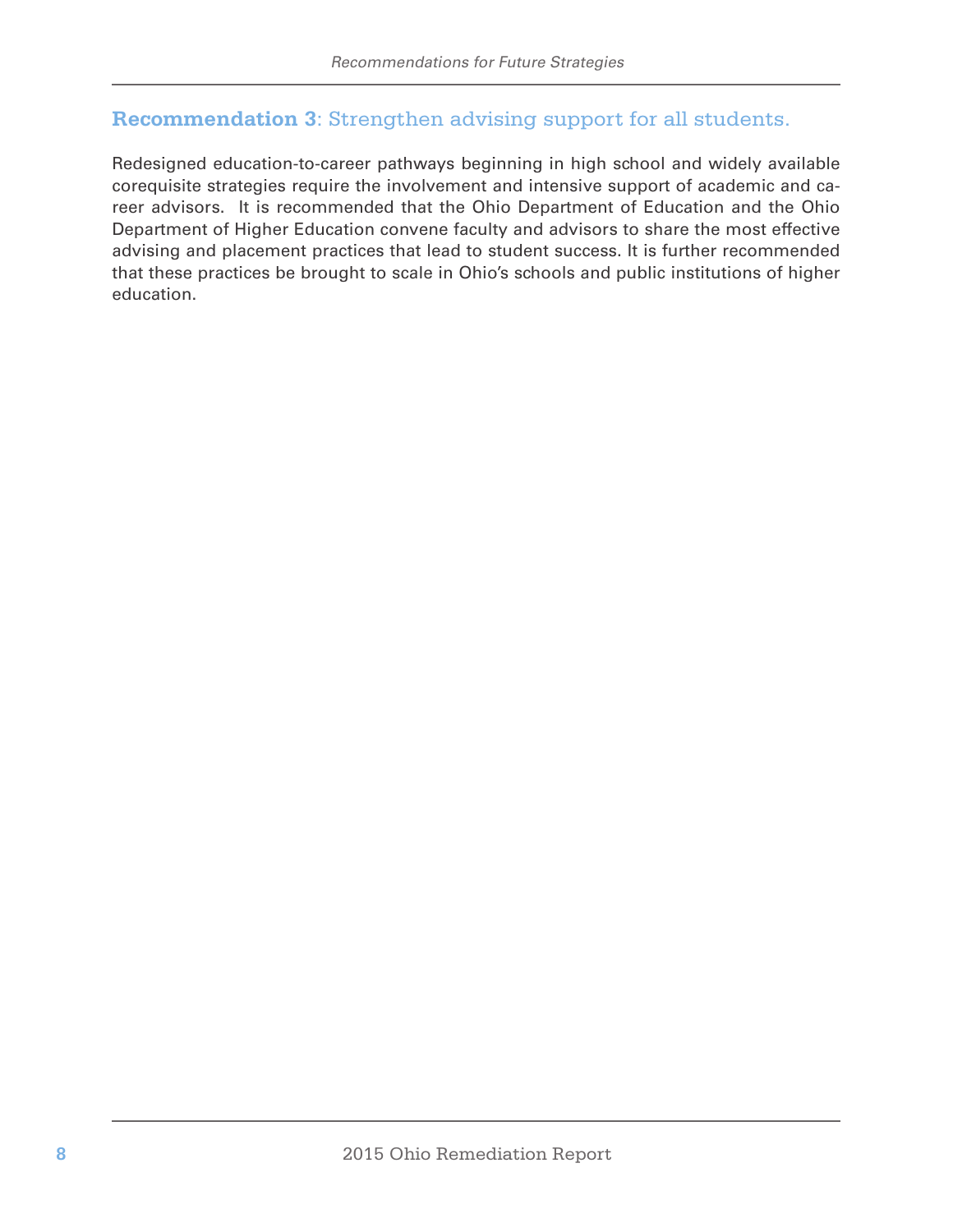## **Recommendation 3**: Strengthen advising support for all students.

Redesigned education-to-career pathways beginning in high school and widely available corequisite strategies require the involvement and intensive support of academic and career advisors. It is recommended that the Ohio Department of Education and the Ohio Department of Higher Education convene faculty and advisors to share the most effective advising and placement practices that lead to student success. It is further recommended that these practices be brought to scale in Ohio's schools and public institutions of higher education.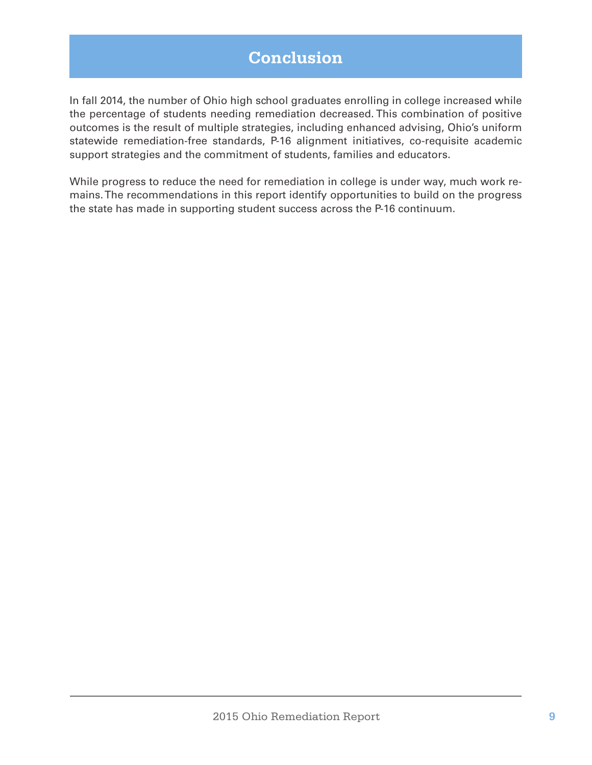# Conclusion

In fall 2014, the number of Ohio high school graduates enrolling in college increased while the percentage of students needing remediation decreased. This combination of positive outcomes is the result of multiple strategies, including enhanced advising, Ohio's uniform statewide remediation-free standards, P-16 alignment initiatives, co-requisite academic support strategies and the commitment of students, families and educators.

While progress to reduce the need for remediation in college is under way, much work remains. The recommendations in this report identify opportunities to build on the progress the state has made in supporting student success across the P-16 continuum.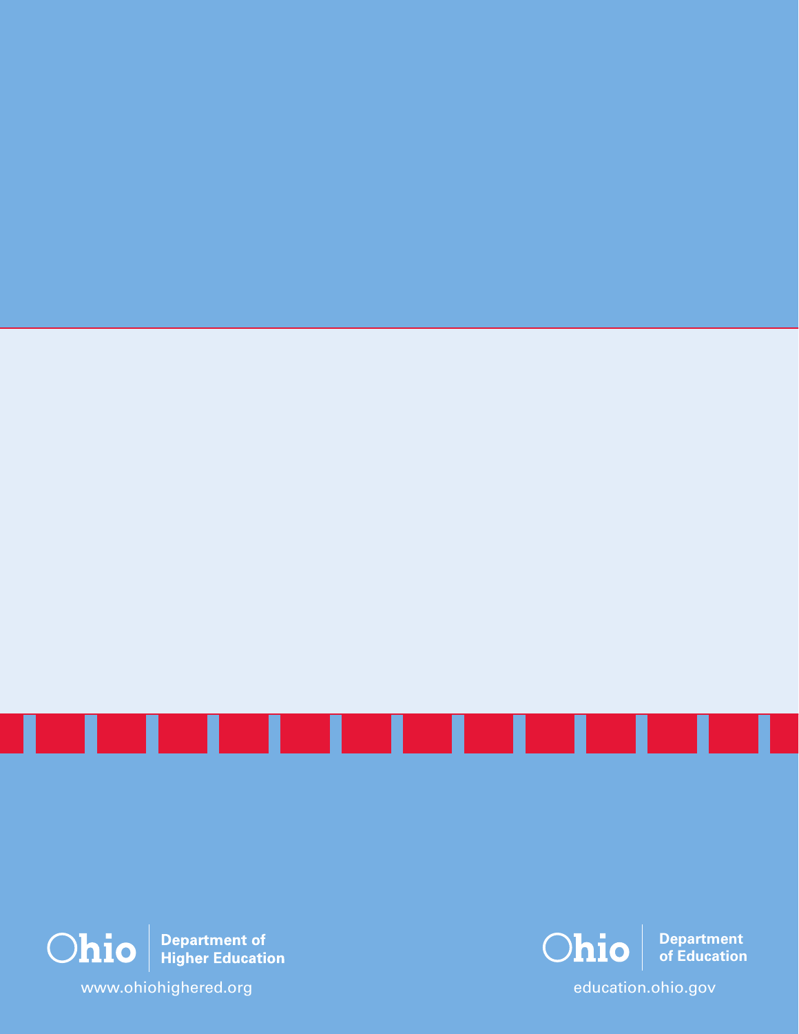Ohio Department of Higher Education

www.ohiohighered.org

Ohio Department of Education

education.ohio.gov